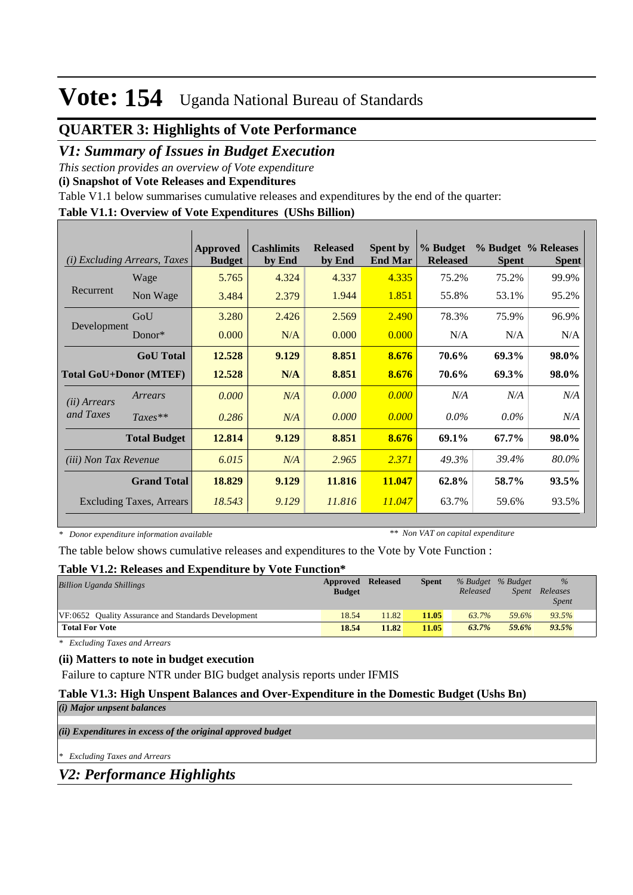# Vote: 154 Uganda National Bureau of Standards

## QUARTER 3: Highlights of Vote Performance

### *V1: Summary of Issues in Budget Execution*

*This section provides an overview of Vote expenditure*

**(i) Snapshot of Vote Releases and Expenditures**

Table V1.1 below summarises cumulative releases and expenditures by the end of the quarter:

**Table V1.1: Overview of Vote Expenditures (UShs Billion)**

| *(i) Excluding Arrears, Taxes* | | Approved Budget | Cashlimits by End | Released by End | Spent by End Mar | % Budget Released | % Budget Spent | % Releases Spent |
|---|---|---|---|---|---|---|---|---|
| Recurrent | Wage | 5.765 | 4.324 | 4.337 | 4.335 | 75.2% | 75.2% | 99.9% |
| | Non Wage | 3.484 | 2.379 | 1.944 | 1.851 | 55.8% | 53.1% | 95.2% |
| Development | GoU | 3.280 | 2.426 | 2.569 | 2.490 | 78.3% | 75.9% | 96.9% |
| | Donor* | 0.000 | N/A | 0.000 | 0.000 | N/A | N/A | N/A |
| | **GoU Total** | **12.528** | **9.129** | **8.851** | **8.676** | **70.6%** | **69.3%** | **98.0%** |
| **Total GoU+Donor (MTEF)** | | **12.528** | **N/A** | **8.851** | **8.676** | **70.6%** | **69.3%** | **98.0%** |
| *(ii) Arrears and Taxes* | *Arrears* | *0.000* | *N/A* | *0.000* | *0.000* | *N/A* | *N/A* | *N/A* |
| | *Taxes*** | *0.286* | *N/A* | *0.000* | *0.000* | *0.0%* | *0.0%* | *N/A* |
| | **Total Budget** | **12.814** | **9.129** | **8.851** | **8.676** | **69.1%** | **67.7%** | **98.0%** |
| *(iii) Non Tax Revenue* | | *6.015* | *N/A* | *2.965* | *2.371* | *49.3%* | *39.4%* | *80.0%* |
| | **Grand Total** | **18.829** | **9.129** | **11.816** | **11.047** | **62.8%** | **58.7%** | **93.5%** |
| | Excluding Taxes, Arrears | *18.543* | *9.129* | *11.816* | *11.047* | 63.7% | 59.6% | 93.5% |

*\* Donor expenditure information available* *\*\* Non VAT on capital expenditure*

The table below shows cumulative releases and expenditures to the Vote by Vote Function :

**Table V1.2: Releases and Expenditure by Vote Function***

| *Billion Uganda Shillings* | Approved Budget | Released | Spent | *% Budget Released* | *% Budget Spent* | *% Releases Spent* |
|---|---|---|---|---|---|---|
| VF:0652 Quality Assurance and Standards Development | 18.54 | 11.82 | **11.05** | *63.7%* | *59.6%* | *93.5%* |
| **Total For Vote** | **18.54** | **11.82** | **11.05** | ***63.7%*** | ***59.6%*** | ***93.5%*** |

*\* Excluding Taxes and Arrears*

**(ii) Matters to note in budget execution**

Failure to capture NTR under BIG budget analysis reports under IFMIS

**Table V1.3: High Unspent Balances and Over-Expenditure in the Domestic Budget (Ushs Bn)**

***(i) Major unspent balances***

***(ii) Expenditures in excess of the original approved budget***

*\* Excluding Taxes and Arrears*

### *V2: Performance Highlights*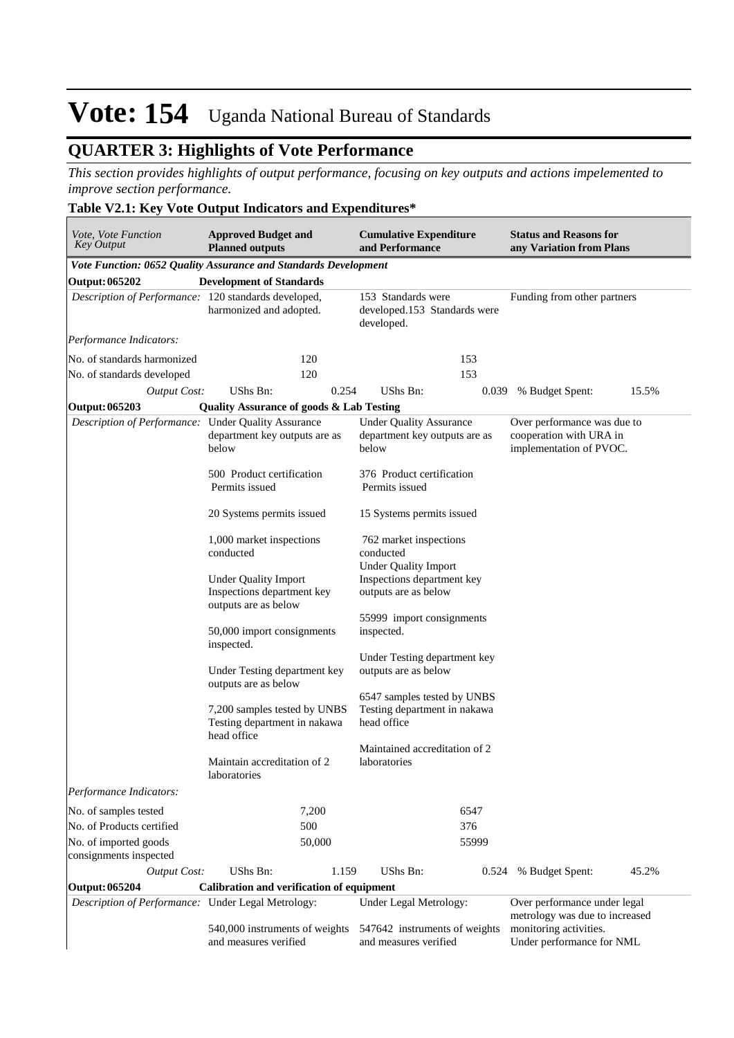# Vote: 154 Uganda National Bureau of Standards

## QUARTER 3: Highlights of Vote Performance

*This section provides highlights of output performance, focusing on key outputs and actions impelemented to improve section performance.*

**Table V2.1: Key Vote Output Indicators and Expenditures***

| *Vote, Vote Function Key Output* | **Approved Budget and Planned outputs** | **Cumulative Expenditure and Performance** | **Status and Reasons for any Variation from Plans** |
|---|---|---|---|
| ***Vote Function: 0652 Quality Assurance and Standards Development*** | | | |
| **Output: 065202** | **Development of Standards** | | |
| *Description of Performance:* | 120 standards developed, harmonized and adopted. | 153 Standards were developed.153 Standards were developed. | Funding from other partners |
| *Performance Indicators:* | | | |
| No. of standards harmonized | 120 | 153 | |
| No. of standards developed | 120 | 153 | |
| *Output Cost:* | UShs Bn: 0.254 | UShs Bn: 0.039 | % Budget Spent: 15.5% |
| **Output: 065203** | **Quality Assurance of goods & Lab Testing** | | |
| *Description of Performance:* | Under Quality Assurance department key outputs are as below<br><br>500 Product certification Permits issued<br><br>20 Systems permits issued<br><br>1,000 market inspections conducted<br><br>Under Quality Import Inspections department key outputs are as below<br><br>50,000 import consignments inspected.<br><br>Under Testing department key outputs are as below<br><br>7,200 samples tested by UNBS Testing department in nakawa head office<br><br>Maintain accreditation of 2 laboratories | Under Quality Assurance department key outputs are as below<br><br>376 Product certification Permits issued<br><br>15 Systems permits issued<br><br>762 market inspections conducted<br>Under Quality Import Inspections department key outputs are as below<br><br>55999 import consignments inspected.<br><br>Under Testing department key outputs are as below<br><br>6547 samples tested by UNBS Testing department in nakawa head office<br><br>Maintained accreditation of 2 laboratories | Over performance was due to cooperation with URA in implementation of PVOC. |
| *Performance Indicators:* | | | |
| No. of samples tested | 7,200 | 6547 | |
| No. of Products certified | 500 | 376 | |
| No. of imported goods consignments inspected | 50,000 | 55999 | |
| *Output Cost:* | UShs Bn: 1.159 | UShs Bn: 0.524 | % Budget Spent: 45.2% |
| **Output: 065204** | **Calibration and verification of equipment** | | |
| *Description of Performance:* | Under Legal Metrology:<br><br>540,000 instruments of weights and measures verified | Under Legal Metrology:<br><br>547642 instruments of weights and measures verified | Over performance under legal metrology was due to increased monitoring activities.<br>Under performance for NML |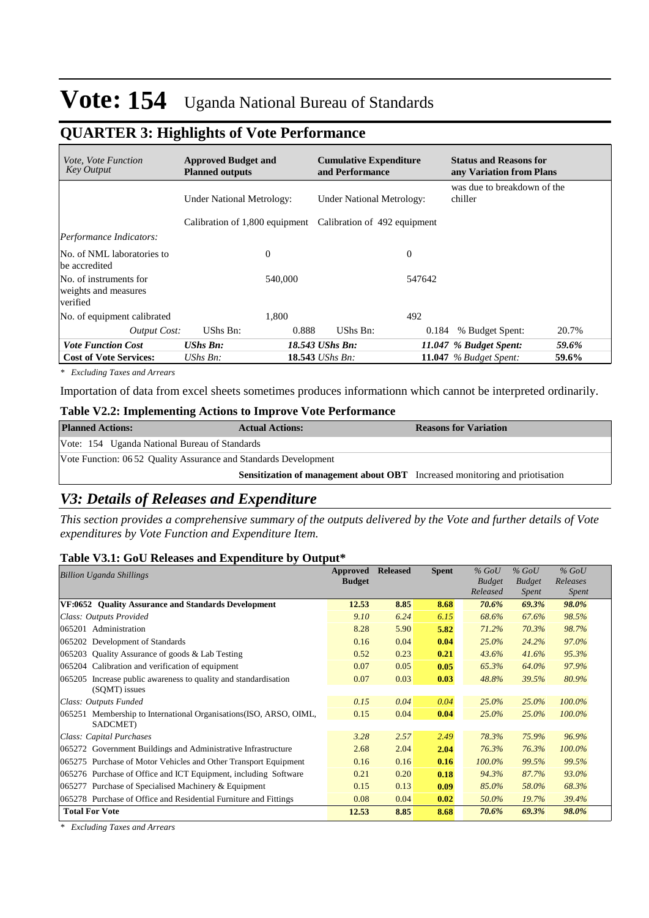# Vote: 154 Uganda National Bureau of Standards

## QUARTER 3: Highlights of Vote Performance

| *Vote, Vote Function Key Output* | **Approved Budget and Planned outputs** | | **Cumulative Expenditure and Performance** | | **Status and Reasons for any Variation from Plans** | |
|---|---|---|---|---|---|---|
| | Under National Metrology: Calibration of 1,800 equipment | | Under National Metrology: Calibration of 492 equipment | | was due to breakdown of the chiller | |
| *Performance Indicators:* | | | | | | |
| No. of NML laboratories to be accredited | | 0 | | 0 | | |
| No. of instruments for weights and measures verified | | 540,000 | | 547642 | | |
| No. of equipment calibrated | | 1,800 | | 492 | | |
| *Output Cost:* | UShs Bn: | 0.888 | UShs Bn: | 0.184 | % Budget Spent: | 20.7% |
| ***Vote Function Cost*** | ***UShs Bn:*** | | ***18.543 UShs Bn:*** | | ***11.047 % Budget Spent:*** | ***59.6%*** |
| **Cost of Vote Services:** | *UShs Bn:* | | **18.543** *UShs Bn:* | | **11.047** *% Budget Spent:* | **59.6%** |

*\* Excluding Taxes and Arrears*

Importation of data from excel sheets sometimes produces informationn which cannot be interpreted ordinarily.

### Table V2.2: Implementing Actions to Improve Vote Performance

| **Planned Actions:** | **Actual Actions:** | **Reasons for Variation** |
|---|---|---|
| Vote: 154 Uganda National Bureau of Standards | | |
| Vote Function: 06 52 Quality Assurance and Standards Development | | |
| | **Sensitization of management about OBT** | Increased monitoring and priotisation |

## *V3: Details of Releases and Expenditure*

*This section provides a comprehensive summary of the outputs delivered by the Vote and further details of Vote expenditures by Vote Function and Expenditure Item.*

### Table V3.1: GoU Releases and Expenditure by Output*

| *Billion Uganda Shillings* | **Approved Budget** | **Released** | **Spent** | *% GoU Budget Released* | *% GoU Budget Spent* | *% GoU Releases Spent* |
|---|---|---|---|---|---|---|
| **VF:0652 Quality Assurance and Standards Development** | **12.53** | **8.85** | **8.68** | ***70.6%*** | ***69.3%*** | ***98.0%*** |
| *Class: Outputs Provided* | *9.10* | *6.24* | *6.15* | *68.6%* | *67.6%* | *98.5%* |
| 065201 Administration | 8.28 | 5.90 | **5.82** | *71.2%* | *70.3%* | *98.7%* |
| 065202 Development of Standards | 0.16 | 0.04 | **0.04** | *25.0%* | *24.2%* | *97.0%* |
| 065203 Quality Assurance of goods & Lab Testing | 0.52 | 0.23 | **0.21** | *43.6%* | *41.6%* | *95.3%* |
| 065204 Calibration and verification of equipment | 0.07 | 0.05 | **0.05** | *65.3%* | *64.0%* | *97.9%* |
| 065205 Increase public awareness to quality and standardisation (SQMT) issues | 0.07 | 0.03 | **0.03** | *48.8%* | *39.5%* | *80.9%* |
| *Class: Outputs Funded* | *0.15* | *0.04* | *0.04* | *25.0%* | *25.0%* | *100.0%* |
| 065251 Membership to International Organisations(ISO, ARSO, OIML, SADCMET) | 0.15 | 0.04 | **0.04** | *25.0%* | *25.0%* | *100.0%* |
| *Class: Capital Purchases* | *3.28* | *2.57* | *2.49* | *78.3%* | *75.9%* | *96.9%* |
| 065272 Government Buildings and Administrative Infrastructure | 2.68 | 2.04 | **2.04** | *76.3%* | *76.3%* | *100.0%* |
| 065275 Purchase of Motor Vehicles and Other Transport Equipment | 0.16 | 0.16 | **0.16** | *100.0%* | *99.5%* | *99.5%* |
| 065276 Purchase of Office and ICT Equipment, including Software | 0.21 | 0.20 | **0.18** | *94.3%* | *87.7%* | *93.0%* |
| 065277 Purchase of Specialised Machinery & Equipment | 0.15 | 0.13 | **0.09** | *85.0%* | *58.0%* | *68.3%* |
| 065278 Purchase of Office and Residential Furniture and Fittings | 0.08 | 0.04 | **0.02** | *50.0%* | *19.7%* | *39.4%* |
| **Total For Vote** | **12.53** | **8.85** | **8.68** | ***70.6%*** | ***69.3%*** | ***98.0%*** |

*\* Excluding Taxes and Arrears*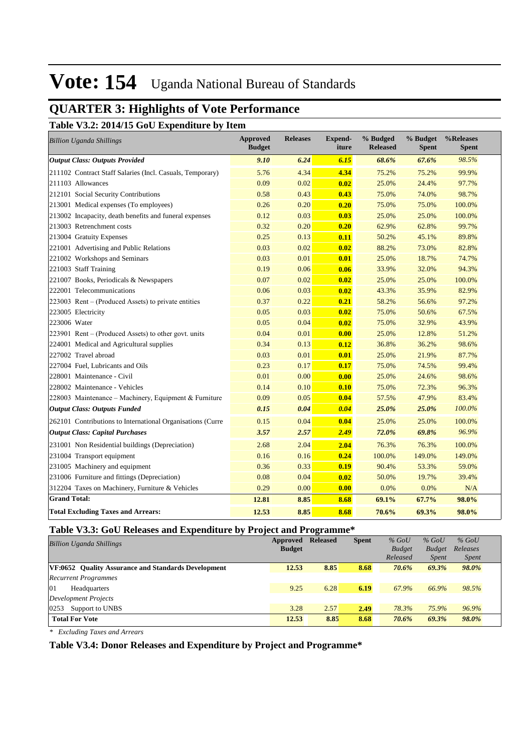# Vote: 154 Uganda National Bureau of Standards

## QUARTER 3: Highlights of Vote Performance

### Table V3.2: 2014/15 GoU Expenditure by Item

| *Billion Uganda Shillings* | **Approved Budget** | **Releases** | **Expend-iture** | **% Budged Released** | **% Budget Spent** | **%Releases Spent** |
|---|---|---|---|---|---|---|
| ***Output Class: Outputs Provided*** | ***9.10*** | ***6.24*** | ***6.15*** | ***68.6%*** | ***67.6%*** | *98.5%* |
| 211102 Contract Staff Salaries (Incl. Casuals, Temporary) | 5.76 | 4.34 | **4.34** | 75.2% | 75.2% | 99.9% |
| 211103 Allowances | 0.09 | 0.02 | **0.02** | 25.0% | 24.4% | 97.7% |
| 212101 Social Security Contributions | 0.58 | 0.43 | **0.43** | 75.0% | 74.0% | 98.7% |
| 213001 Medical expenses (To employees) | 0.26 | 0.20 | **0.20** | 75.0% | 75.0% | 100.0% |
| 213002 Incapacity, death benefits and funeral expenses | 0.12 | 0.03 | **0.03** | 25.0% | 25.0% | 100.0% |
| 213003 Retrenchment costs | 0.32 | 0.20 | **0.20** | 62.9% | 62.8% | 99.7% |
| 213004 Gratuity Expenses | 0.25 | 0.13 | **0.11** | 50.2% | 45.1% | 89.8% |
| 221001 Advertising and Public Relations | 0.03 | 0.02 | **0.02** | 88.2% | 73.0% | 82.8% |
| 221002 Workshops and Seminars | 0.03 | 0.01 | **0.01** | 25.0% | 18.7% | 74.7% |
| 221003 Staff Training | 0.19 | 0.06 | **0.06** | 33.9% | 32.0% | 94.3% |
| 221007 Books, Periodicals & Newspapers | 0.07 | 0.02 | **0.02** | 25.0% | 25.0% | 100.0% |
| 222001 Telecommunications | 0.06 | 0.03 | **0.02** | 43.3% | 35.9% | 82.9% |
| 223003 Rent – (Produced Assets) to private entities | 0.37 | 0.22 | **0.21** | 58.2% | 56.6% | 97.2% |
| 223005 Electricity | 0.05 | 0.03 | **0.02** | 75.0% | 50.6% | 67.5% |
| 223006 Water | 0.05 | 0.04 | **0.02** | 75.0% | 32.9% | 43.9% |
| 223901 Rent – (Produced Assets) to other govt. units | 0.04 | 0.01 | **0.00** | 25.0% | 12.8% | 51.2% |
| 224001 Medical and Agricultural supplies | 0.34 | 0.13 | **0.12** | 36.8% | 36.2% | 98.6% |
| 227002 Travel abroad | 0.03 | 0.01 | **0.01** | 25.0% | 21.9% | 87.7% |
| 227004 Fuel, Lubricants and Oils | 0.23 | 0.17 | **0.17** | 75.0% | 74.5% | 99.4% |
| 228001 Maintenance - Civil | 0.01 | 0.00 | **0.00** | 25.0% | 24.6% | 98.6% |
| 228002 Maintenance - Vehicles | 0.14 | 0.10 | **0.10** | 75.0% | 72.3% | 96.3% |
| 228003 Maintenance – Machinery, Equipment & Furniture | 0.09 | 0.05 | **0.04** | 57.5% | 47.9% | 83.4% |
| ***Output Class: Outputs Funded*** | ***0.15*** | ***0.04*** | ***0.04*** | ***25.0%*** | ***25.0%*** | *100.0%* |
| 262101 Contributions to International Organisations (Curre | 0.15 | 0.04 | **0.04** | 25.0% | 25.0% | 100.0% |
| ***Output Class: Capital Purchases*** | ***3.57*** | ***2.57*** | ***2.49*** | ***72.0%*** | ***69.8%*** | *96.9%* |
| 231001 Non Residential buildings (Depreciation) | 2.68 | 2.04 | **2.04** | 76.3% | 76.3% | 100.0% |
| 231004 Transport equipment | 0.16 | 0.16 | **0.24** | 100.0% | 149.0% | 149.0% |
| 231005 Machinery and equipment | 0.36 | 0.33 | **0.19** | 90.4% | 53.3% | 59.0% |
| 231006 Furniture and fittings (Depreciation) | 0.08 | 0.04 | **0.02** | 50.0% | 19.7% | 39.4% |
| 312204 Taxes on Machinery, Furniture & Vehicles | 0.29 | 0.00 | **0.00** | 0.0% | 0.0% | N/A |
| **Grand Total:** | **12.81** | **8.85** | **8.68** | **69.1%** | **67.7%** | **98.0%** |
| **Total Excluding Taxes and Arrears:** | **12.53** | **8.85** | **8.68** | **70.6%** | **69.3%** | **98.0%** |

### Table V3.3: GoU Releases and Expenditure by Project and Programme*

| *Billion Uganda Shillings* | **Approved Budget** | **Released** | **Spent** | *% GoU Budget Released* | *% GoU Budget Spent* | *% GoU Releases Spent* |
|---|---|---|---|---|---|---|
| **VF:0652 Quality Assurance and Standards Development** | **12.53** | **8.85** | **8.68** | ***70.6%*** | ***69.3%*** | ***98.0%*** |
| *Recurrent Programmes* | | | | | | |
| 01 Headquarters | 9.25 | 6.28 | **6.19** | *67.9%* | *66.9%* | *98.5%* |
| *Development Projects* | | | | | | |
| 0253 Support to UNBS | 3.28 | 2.57 | **2.49** | *78.3%* | *75.9%* | *96.9%* |
| **Total For Vote** | **12.53** | **8.85** | **8.68** | ***70.6%*** | ***69.3%*** | ***98.0%*** |

*\* Excluding Taxes and Arrears*

### Table V3.4: Donor Releases and Expenditure by Project and Programme*